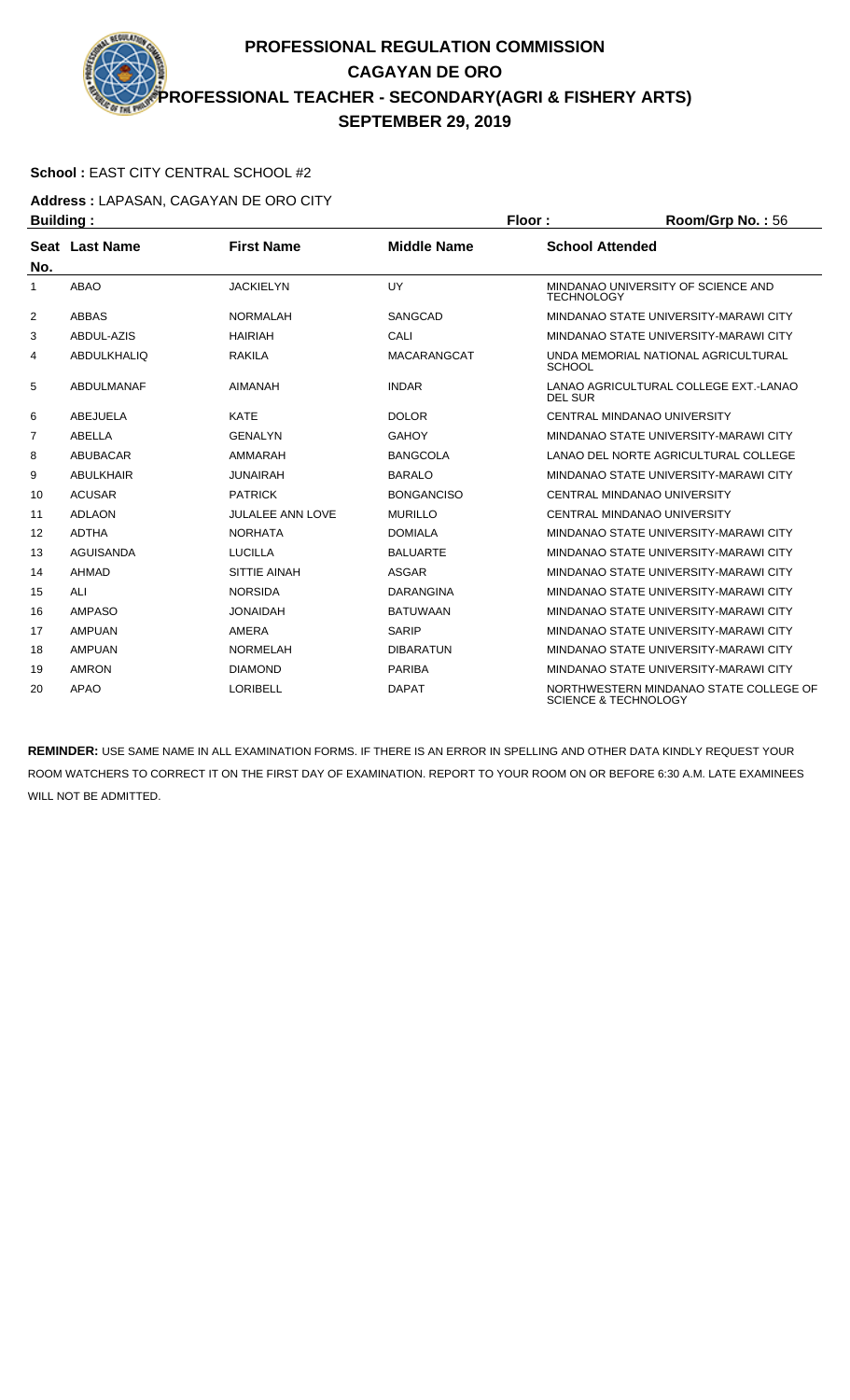# PROFESSIONAL REGULATION COMMISSION
## CAGAYAN DE ORO
## PROFESSIONAL TEACHER - SECONDARY(AGRI & FISHERY ARTS)
## SEPTEMBER 29, 2019

**School :** EAST CITY CENTRAL SCHOOL #2

**Address :** LAPASAN, CAGAYAN DE ORO CITY

**Building :** **Floor :** **Room/Grp No. :** 56

| Seat No. | Last Name | First Name | Middle Name | School Attended |
|---|---|---|---|---|
| 1 | ABAO | JACKIELYN | UY | MINDANAO UNIVERSITY OF SCIENCE AND TECHNOLOGY |
| 2 | ABBAS | NORMALAH | SANGCAD | MINDANAO STATE UNIVERSITY-MARAWI CITY |
| 3 | ABDUL-AZIS | HAIRIAH | CALI | MINDANAO STATE UNIVERSITY-MARAWI CITY |
| 4 | ABDULKHALIQ | RAKILA | MACARANGCAT | UNDA MEMORIAL NATIONAL AGRICULTURAL SCHOOL |
| 5 | ABDULMANAF | AIMANAH | INDAR | LANAO AGRICULTURAL COLLEGE EXT.-LANAO DEL SUR |
| 6 | ABEJUELA | KATE | DOLOR | CENTRAL MINDANAO UNIVERSITY |
| 7 | ABELLA | GENALYN | GAHOY | MINDANAO STATE UNIVERSITY-MARAWI CITY |
| 8 | ABUBACAR | AMMARAH | BANGCOLA | LANAO DEL NORTE AGRICULTURAL COLLEGE |
| 9 | ABULKHAIR | JUNAIRAH | BARALO | MINDANAO STATE UNIVERSITY-MARAWI CITY |
| 10 | ACUSAR | PATRICK | BONGANCISO | CENTRAL MINDANAO UNIVERSITY |
| 11 | ADLAON | JULALEE ANN LOVE | MURILLO | CENTRAL MINDANAO UNIVERSITY |
| 12 | ADTHA | NORHATA | DOMIALA | MINDANAO STATE UNIVERSITY-MARAWI CITY |
| 13 | AGUISANDA | LUCILLA | BALUARTE | MINDANAO STATE UNIVERSITY-MARAWI CITY |
| 14 | AHMAD | SITTIE AINAH | ASGAR | MINDANAO STATE UNIVERSITY-MARAWI CITY |
| 15 | ALI | NORSIDA | DARANGINA | MINDANAO STATE UNIVERSITY-MARAWI CITY |
| 16 | AMPASO | JONAIDAH | BATUWAAN | MINDANAO STATE UNIVERSITY-MARAWI CITY |
| 17 | AMPUAN | AMERA | SARIP | MINDANAO STATE UNIVERSITY-MARAWI CITY |
| 18 | AMPUAN | NORMELAH | DIBARATUN | MINDANAO STATE UNIVERSITY-MARAWI CITY |
| 19 | AMRON | DIAMOND | PARIBA | MINDANAO STATE UNIVERSITY-MARAWI CITY |
| 20 | APAO | LORIBELL | DAPAT | NORTHWESTERN MINDANAO STATE COLLEGE OF SCIENCE & TECHNOLOGY |

**REMINDER:** USE SAME NAME IN ALL EXAMINATION FORMS. IF THERE IS AN ERROR IN SPELLING AND OTHER DATA KINDLY REQUEST YOUR ROOM WATCHERS TO CORRECT IT ON THE FIRST DAY OF EXAMINATION. REPORT TO YOUR ROOM ON OR BEFORE 6:30 A.M. LATE EXAMINEES WILL NOT BE ADMITTED.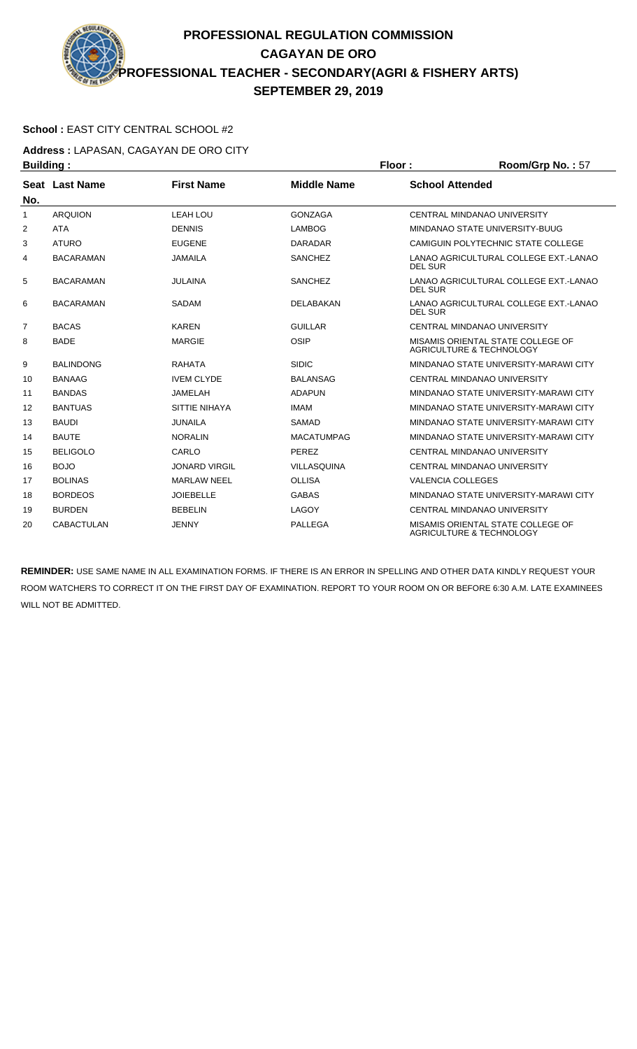# PROFESSIONAL REGULATION COMMISSION
## CAGAYAN DE ORO
## PROFESSIONAL TEACHER - SECONDARY(AGRI & FISHERY ARTS)
## SEPTEMBER 29, 2019

**School :** EAST CITY CENTRAL SCHOOL #2

**Address :** LAPASAN, CAGAYAN DE ORO CITY

**Building :** **Floor :** **Room/Grp No. :** 57

| Seat No. | Last Name | First Name | Middle Name | School Attended |
|---|---|---|---|---|
| 1 | ARQUION | LEAH LOU | GONZAGA | CENTRAL MINDANAO UNIVERSITY |
| 2 | ATA | DENNIS | LAMBOG | MINDANAO STATE UNIVERSITY-BUUG |
| 3 | ATURO | EUGENE | DARADAR | CAMIGUIN POLYTECHNIC STATE COLLEGE |
| 4 | BACARAMAN | JAMAILA | SANCHEZ | LANAO AGRICULTURAL COLLEGE EXT.-LANAO DEL SUR |
| 5 | BACARAMAN | JULAINA | SANCHEZ | LANAO AGRICULTURAL COLLEGE EXT.-LANAO DEL SUR |
| 6 | BACARAMAN | SADAM | DELABAKAN | LANAO AGRICULTURAL COLLEGE EXT.-LANAO DEL SUR |
| 7 | BACAS | KAREN | GUILLAR | CENTRAL MINDANAO UNIVERSITY |
| 8 | BADE | MARGIE | OSIP | MISAMIS ORIENTAL STATE COLLEGE OF AGRICULTURE & TECHNOLOGY |
| 9 | BALINDONG | RAHATA | SIDIC | MINDANAO STATE UNIVERSITY-MARAWI CITY |
| 10 | BANAAG | IVEM CLYDE | BALANSAG | CENTRAL MINDANAO UNIVERSITY |
| 11 | BANDAS | JAMELAH | ADAPUN | MINDANAO STATE UNIVERSITY-MARAWI CITY |
| 12 | BANTUAS | SITTIE NIHAYA | IMAM | MINDANAO STATE UNIVERSITY-MARAWI CITY |
| 13 | BAUDI | JUNAILA | SAMAD | MINDANAO STATE UNIVERSITY-MARAWI CITY |
| 14 | BAUTE | NORALIN | MACATUMPAG | MINDANAO STATE UNIVERSITY-MARAWI CITY |
| 15 | BELIGOLO | CARLO | PEREZ | CENTRAL MINDANAO UNIVERSITY |
| 16 | BOJO | JONARD VIRGIL | VILLASQUINA | CENTRAL MINDANAO UNIVERSITY |
| 17 | BOLINAS | MARLAW NEEL | OLLISA | VALENCIA COLLEGES |
| 18 | BORDEOS | JOIEBELLE | GABAS | MINDANAO STATE UNIVERSITY-MARAWI CITY |
| 19 | BURDEN | BEBELIN | LAGOY | CENTRAL MINDANAO UNIVERSITY |
| 20 | CABACTULAN | JENNY | PALLEGA | MISAMIS ORIENTAL STATE COLLEGE OF AGRICULTURE & TECHNOLOGY |

**REMINDER:** USE SAME NAME IN ALL EXAMINATION FORMS. IF THERE IS AN ERROR IN SPELLING AND OTHER DATA KINDLY REQUEST YOUR ROOM WATCHERS TO CORRECT IT ON THE FIRST DAY OF EXAMINATION. REPORT TO YOUR ROOM ON OR BEFORE 6:30 A.M. LATE EXAMINEES WILL NOT BE ADMITTED.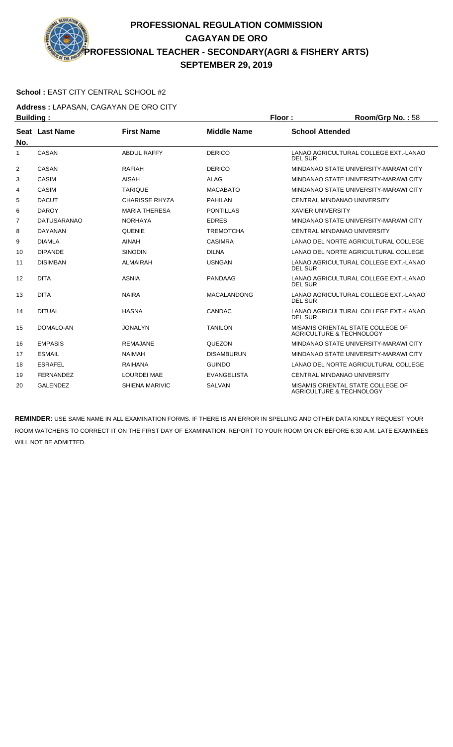# PROFESSIONAL REGULATION COMMISSION
## CAGAYAN DE ORO
## PROFESSIONAL TEACHER - SECONDARY(AGRI & FISHERY ARTS)
## SEPTEMBER 29, 2019

**School :** EAST CITY CENTRAL SCHOOL #2

**Address :** LAPASAN, CAGAYAN DE ORO CITY

**Building :** **Floor :** **Room/Grp No. :** 58

| Seat No. | Last Name | First Name | Middle Name | School Attended |
|---|---|---|---|---|
| 1 | CASAN | ABDUL RAFFY | DERICO | LANAO AGRICULTURAL COLLEGE EXT.-LANAO DEL SUR |
| 2 | CASAN | RAFIAH | DERICO | MINDANAO STATE UNIVERSITY-MARAWI CITY |
| 3 | CASIM | AISAH | ALAG | MINDANAO STATE UNIVERSITY-MARAWI CITY |
| 4 | CASIM | TARIQUE | MACABATO | MINDANAO STATE UNIVERSITY-MARAWI CITY |
| 5 | DACUT | CHARISSE RHYZA | PAHILAN | CENTRAL MINDANAO UNIVERSITY |
| 6 | DAROY | MARIA THERESA | PONTILLAS | XAVIER UNIVERSITY |
| 7 | DATUSARANAO | NORHAYA | EDRES | MINDANAO STATE UNIVERSITY-MARAWI CITY |
| 8 | DAYANAN | QUENIE | TREMOTCHA | CENTRAL MINDANAO UNIVERSITY |
| 9 | DIAMLA | AINAH | CASIMRA | LANAO DEL NORTE AGRICULTURAL COLLEGE |
| 10 | DIPANDE | SINODIN | DILNA | LANAO DEL NORTE AGRICULTURAL COLLEGE |
| 11 | DISIMBAN | ALMAIRAH | USNGAN | LANAO AGRICULTURAL COLLEGE EXT.-LANAO DEL SUR |
| 12 | DITA | ASNIA | PANDAAG | LANAO AGRICULTURAL COLLEGE EXT.-LANAO DEL SUR |
| 13 | DITA | NAIRA | MACALANDONG | LANAO AGRICULTURAL COLLEGE EXT.-LANAO DEL SUR |
| 14 | DITUAL | HASNA | CANDAC | LANAO AGRICULTURAL COLLEGE EXT.-LANAO DEL SUR |
| 15 | DOMALO-AN | JONALYN | TANILON | MISAMIS ORIENTAL STATE COLLEGE OF AGRICULTURE & TECHNOLOGY |
| 16 | EMPASIS | REMAJANE | QUEZON | MINDANAO STATE UNIVERSITY-MARAWI CITY |
| 17 | ESMAIL | NAIMAH | DISAMBURUN | MINDANAO STATE UNIVERSITY-MARAWI CITY |
| 18 | ESRAFEL | RAIHANA | GUINDO | LANAO DEL NORTE AGRICULTURAL COLLEGE |
| 19 | FERNANDEZ | LOURDEI MAE | EVANGELISTA | CENTRAL MINDANAO UNIVERSITY |
| 20 | GALENDEZ | SHIENA MARIVIC | SALVAN | MISAMIS ORIENTAL STATE COLLEGE OF AGRICULTURE & TECHNOLOGY |

**REMINDER:** USE SAME NAME IN ALL EXAMINATION FORMS. IF THERE IS AN ERROR IN SPELLING AND OTHER DATA KINDLY REQUEST YOUR ROOM WATCHERS TO CORRECT IT ON THE FIRST DAY OF EXAMINATION. REPORT TO YOUR ROOM ON OR BEFORE 6:30 A.M. LATE EXAMINEES WILL NOT BE ADMITTED.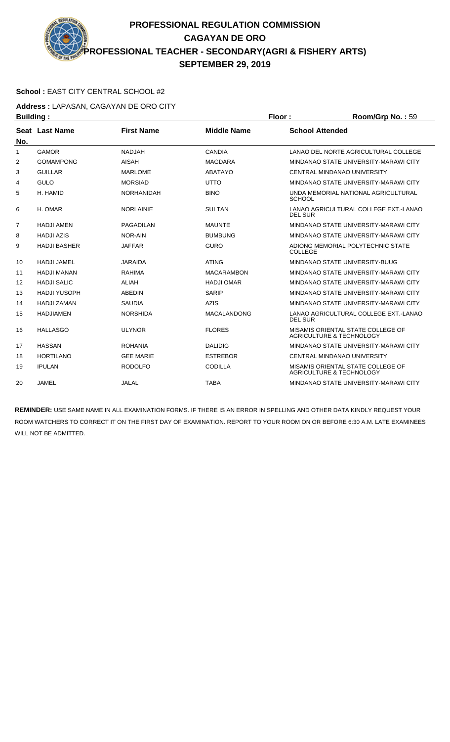# PROFESSIONAL REGULATION COMMISSION
## CAGAYAN DE ORO
## PROFESSIONAL TEACHER - SECONDARY(AGRI & FISHERY ARTS)
## SEPTEMBER 29, 2019

**School :** EAST CITY CENTRAL SCHOOL #2

**Address :** LAPASAN, CAGAYAN DE ORO CITY

**Building :** **Floor :** **Room/Grp No. :** 59

| Seat No. | Last Name | First Name | Middle Name | School Attended |
|---|---|---|---|---|
| 1 | GAMOR | NADJAH | CANDIA | LANAO DEL NORTE AGRICULTURAL COLLEGE |
| 2 | GOMAMPONG | AISAH | MAGDARA | MINDANAO STATE UNIVERSITY-MARAWI CITY |
| 3 | GUILLAR | MARLOME | ABATAYO | CENTRAL MINDANAO UNIVERSITY |
| 4 | GULO | MORSIAD | UTTO | MINDANAO STATE UNIVERSITY-MARAWI CITY |
| 5 | H. HAMID | NORHANIDAH | BINO | UNDA MEMORIAL NATIONAL AGRICULTURAL SCHOOL |
| 6 | H. OMAR | NORLAINIE | SULTAN | LANAO AGRICULTURAL COLLEGE EXT.-LANAO DEL SUR |
| 7 | HADJI AMEN | PAGADILAN | MAUNTE | MINDANAO STATE UNIVERSITY-MARAWI CITY |
| 8 | HADJI AZIS | NOR-AIN | BUMBUNG | MINDANAO STATE UNIVERSITY-MARAWI CITY |
| 9 | HADJI BASHER | JAFFAR | GURO | ADIONG MEMORIAL POLYTECHNIC STATE COLLEGE |
| 10 | HADJI JAMEL | JARAIDA | ATING | MINDANAO STATE UNIVERSITY-BUUG |
| 11 | HADJI MANAN | RAHIMA | MACARAMBON | MINDANAO STATE UNIVERSITY-MARAWI CITY |
| 12 | HADJI SALIC | ALIAH | HADJI OMAR | MINDANAO STATE UNIVERSITY-MARAWI CITY |
| 13 | HADJI YUSOPH | ABEDIN | SARIP | MINDANAO STATE UNIVERSITY-MARAWI CITY |
| 14 | HADJI ZAMAN | SAUDIA | AZIS | MINDANAO STATE UNIVERSITY-MARAWI CITY |
| 15 | HADJIAMEN | NORSHIDA | MACALANDONG | LANAO AGRICULTURAL COLLEGE EXT.-LANAO DEL SUR |
| 16 | HALLASGO | ULYNOR | FLORES | MISAMIS ORIENTAL STATE COLLEGE OF AGRICULTURE & TECHNOLOGY |
| 17 | HASSAN | ROHANIA | DALIDIG | MINDANAO STATE UNIVERSITY-MARAWI CITY |
| 18 | HORTILANO | GEE MARIE | ESTREBOR | CENTRAL MINDANAO UNIVERSITY |
| 19 | IPULAN | RODOLFO | CODILLA | MISAMIS ORIENTAL STATE COLLEGE OF AGRICULTURE & TECHNOLOGY |
| 20 | JAMEL | JALAL | TABA | MINDANAO STATE UNIVERSITY-MARAWI CITY |

**REMINDER:** USE SAME NAME IN ALL EXAMINATION FORMS. IF THERE IS AN ERROR IN SPELLING AND OTHER DATA KINDLY REQUEST YOUR ROOM WATCHERS TO CORRECT IT ON THE FIRST DAY OF EXAMINATION. REPORT TO YOUR ROOM ON OR BEFORE 6:30 A.M. LATE EXAMINEES WILL NOT BE ADMITTED.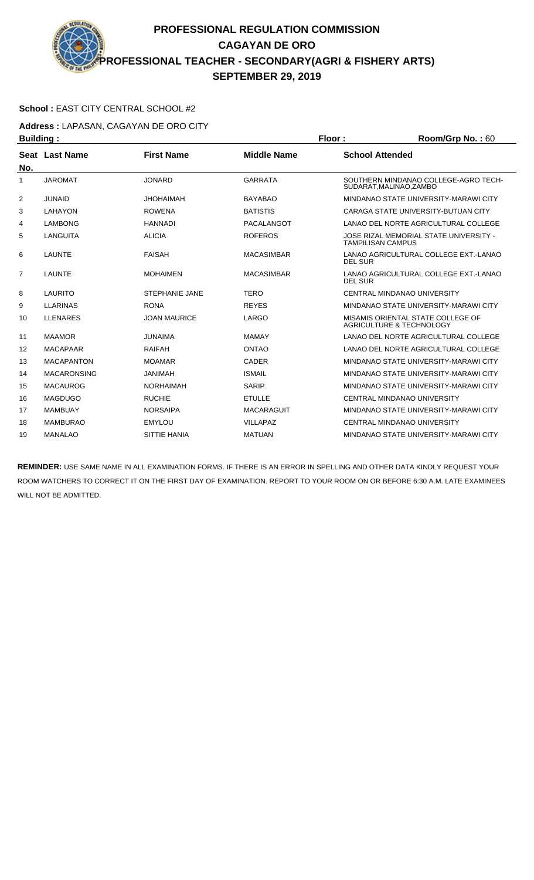# PROFESSIONAL REGULATION COMMISSION
## CAGAYAN DE ORO
## PROFESSIONAL TEACHER - SECONDARY(AGRI & FISHERY ARTS)
## SEPTEMBER 29, 2019

**School :** EAST CITY CENTRAL SCHOOL #2

**Address :** LAPASAN, CAGAYAN DE ORO CITY

**Building :** **Floor :** **Room/Grp No. :** 60

| Seat No. | Last Name | First Name | Middle Name | School Attended |
|---|---|---|---|---|
| 1 | JAROMAT | JONARD | GARRATA | SOUTHERN MINDANAO COLLEGE-AGRO TECH-SUDARAT,MALINAO,ZAMBO |
| 2 | JUNAID | JHOHAIMAH | BAYABAO | MINDANAO STATE UNIVERSITY-MARAWI CITY |
| 3 | LAHAYON | ROWENA | BATISTIS | CARAGA STATE UNIVERSITY-BUTUAN CITY |
| 4 | LAMBONG | HANNADI | PACALANGOT | LANAO DEL NORTE AGRICULTURAL COLLEGE |
| 5 | LANGUITA | ALICIA | ROFEROS | JOSE RIZAL MEMORIAL STATE UNIVERSITY - TAMPILISAN CAMPUS |
| 6 | LAUNTE | FAISAH | MACASIMBAR | LANAO AGRICULTURAL COLLEGE EXT.-LANAO DEL SUR |
| 7 | LAUNTE | MOHAIMEN | MACASIMBAR | LANAO AGRICULTURAL COLLEGE EXT.-LANAO DEL SUR |
| 8 | LAURITO | STEPHANIE JANE | TERO | CENTRAL MINDANAO UNIVERSITY |
| 9 | LLARINAS | RONA | REYES | MINDANAO STATE UNIVERSITY-MARAWI CITY |
| 10 | LLENARES | JOAN MAURICE | LARGO | MISAMIS ORIENTAL STATE COLLEGE OF AGRICULTURE & TECHNOLOGY |
| 11 | MAAMOR | JUNAIMA | MAMAY | LANAO DEL NORTE AGRICULTURAL COLLEGE |
| 12 | MACAPAAR | RAIFAH | ONTAO | LANAO DEL NORTE AGRICULTURAL COLLEGE |
| 13 | MACAPANTON | MOAMAR | CADER | MINDANAO STATE UNIVERSITY-MARAWI CITY |
| 14 | MACARONSING | JANIMAH | ISMAIL | MINDANAO STATE UNIVERSITY-MARAWI CITY |
| 15 | MACAUROG | NORHAIMAH | SARIP | MINDANAO STATE UNIVERSITY-MARAWI CITY |
| 16 | MAGDUGO | RUCHIE | ETULLE | CENTRAL MINDANAO UNIVERSITY |
| 17 | MAMBUAY | NORSAIPA | MACARAGUIT | MINDANAO STATE UNIVERSITY-MARAWI CITY |
| 18 | MAMBURAO | EMYLOU | VILLAPAZ | CENTRAL MINDANAO UNIVERSITY |
| 19 | MANALAO | SITTIE HANIA | MATUAN | MINDANAO STATE UNIVERSITY-MARAWI CITY |

**REMINDER:** USE SAME NAME IN ALL EXAMINATION FORMS. IF THERE IS AN ERROR IN SPELLING AND OTHER DATA KINDLY REQUEST YOUR ROOM WATCHERS TO CORRECT IT ON THE FIRST DAY OF EXAMINATION. REPORT TO YOUR ROOM ON OR BEFORE 6:30 A.M. LATE EXAMINEES WILL NOT BE ADMITTED.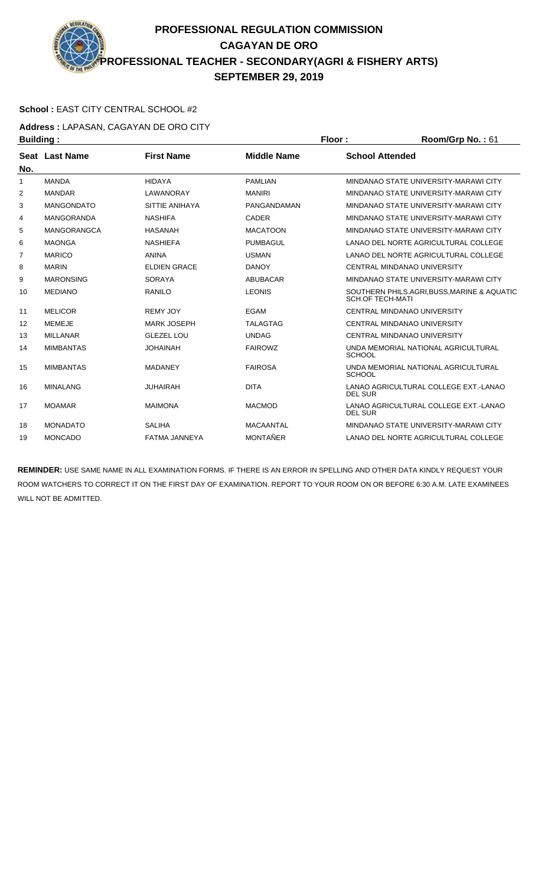# PROFESSIONAL REGULATION COMMISSION
## CAGAYAN DE ORO
## PROFESSIONAL TEACHER - SECONDARY(AGRI & FISHERY ARTS)
## SEPTEMBER 29, 2019

**School :** EAST CITY CENTRAL SCHOOL #2

**Address :** LAPASAN, CAGAYAN DE ORO CITY

**Building :** **Floor :** **Room/Grp No. :** 61

| Seat No. | Last Name | First Name | Middle Name | School Attended |
|---|---|---|---|---|
| 1 | MANDA | HIDAYA | PAMLIAN | MINDANAO STATE UNIVERSITY-MARAWI CITY |
| 2 | MANDAR | LAWANORAY | MANIRI | MINDANAO STATE UNIVERSITY-MARAWI CITY |
| 3 | MANGONDATO | SITTIE ANIHAYA | PANGANDAMAN | MINDANAO STATE UNIVERSITY-MARAWI CITY |
| 4 | MANGORANDA | NASHIFA | CADER | MINDANAO STATE UNIVERSITY-MARAWI CITY |
| 5 | MANGORANGCA | HASANAH | MACATOON | MINDANAO STATE UNIVERSITY-MARAWI CITY |
| 6 | MAONGA | NASHIEFA | PUMBAGUL | LANAO DEL NORTE AGRICULTURAL COLLEGE |
| 7 | MARICO | ANINA | USMAN | LANAO DEL NORTE AGRICULTURAL COLLEGE |
| 8 | MARIN | ELDIEN GRACE | DANOY | CENTRAL MINDANAO UNIVERSITY |
| 9 | MARONSING | SORAYA | ABUBACAR | MINDANAO STATE UNIVERSITY-MARAWI CITY |
| 10 | MEDIANO | RANILO | LEONIS | SOUTHERN PHILS.AGRI,BUSS,MARINE & AQUATIC SCH.OF TECH-MATI |
| 11 | MELICOR | REMY JOY | EGAM | CENTRAL MINDANAO UNIVERSITY |
| 12 | MEMEJE | MARK JOSEPH | TALAGTAG | CENTRAL MINDANAO UNIVERSITY |
| 13 | MILLANAR | GLEZEL LOU | UNDAG | CENTRAL MINDANAO UNIVERSITY |
| 14 | MIMBANTAS | JOHAINAH | FAIROWZ | UNDA MEMORIAL NATIONAL AGRICULTURAL SCHOOL |
| 15 | MIMBANTAS | MADANEY | FAIROSA | UNDA MEMORIAL NATIONAL AGRICULTURAL SCHOOL |
| 16 | MINALANG | JUHAIRAH | DITA | LANAO AGRICULTURAL COLLEGE EXT.-LANAO DEL SUR |
| 17 | MOAMAR | MAIMONA | MACMOD | LANAO AGRICULTURAL COLLEGE EXT.-LANAO DEL SUR |
| 18 | MONADATO | SALIHA | MACAANTAL | MINDANAO STATE UNIVERSITY-MARAWI CITY |
| 19 | MONCADO | FATMA JANNEYA | MONTAÑER | LANAO DEL NORTE AGRICULTURAL COLLEGE |

**REMINDER:** USE SAME NAME IN ALL EXAMINATION FORMS. IF THERE IS AN ERROR IN SPELLING AND OTHER DATA KINDLY REQUEST YOUR ROOM WATCHERS TO CORRECT IT ON THE FIRST DAY OF EXAMINATION. REPORT TO YOUR ROOM ON OR BEFORE 6:30 A.M. LATE EXAMINEES WILL NOT BE ADMITTED.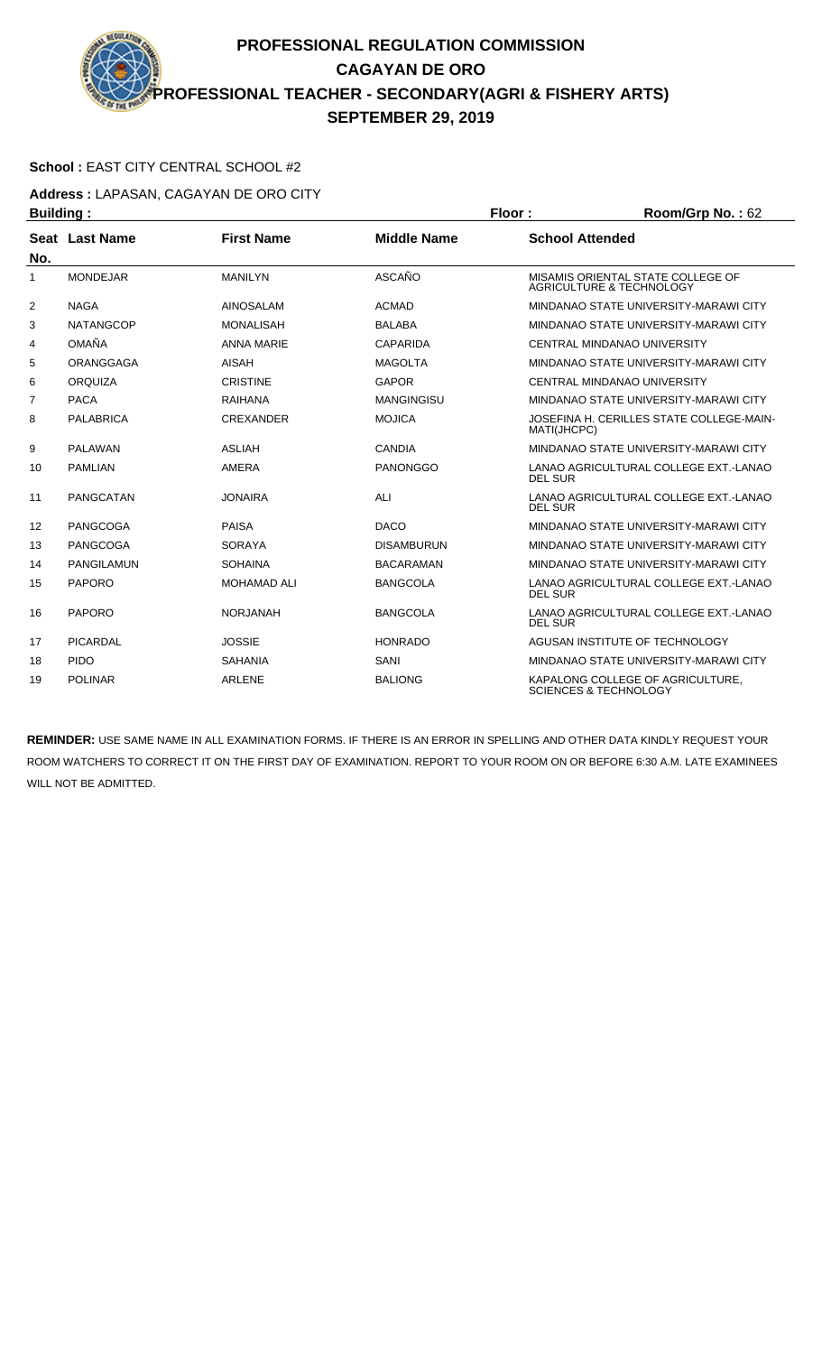# PROFESSIONAL REGULATION COMMISSION
## CAGAYAN DE ORO
## PROFESSIONAL TEACHER - SECONDARY(AGRI & FISHERY ARTS)
## SEPTEMBER 29, 2019

**School :** EAST CITY CENTRAL SCHOOL #2

**Address :** LAPASAN, CAGAYAN DE ORO CITY

**Building :** **Floor :** **Room/Grp No. :** 62

| Seat No. | Last Name | First Name | Middle Name | School Attended |
|---|---|---|---|---|
| 1 | MONDEJAR | MANILYN | ASCAÑO | MISAMIS ORIENTAL STATE COLLEGE OF AGRICULTURE & TECHNOLOGY |
| 2 | NAGA | AINOSALAM | ACMAD | MINDANAO STATE UNIVERSITY-MARAWI CITY |
| 3 | NATANGCOP | MONALISAH | BALABA | MINDANAO STATE UNIVERSITY-MARAWI CITY |
| 4 | OMAÑA | ANNA MARIE | CAPARIDA | CENTRAL MINDANAO UNIVERSITY |
| 5 | ORANGGAGA | AISAH | MAGOLTA | MINDANAO STATE UNIVERSITY-MARAWI CITY |
| 6 | ORQUIZA | CRISTINE | GAPOR | CENTRAL MINDANAO UNIVERSITY |
| 7 | PACA | RAIHANA | MANGINGISU | MINDANAO STATE UNIVERSITY-MARAWI CITY |
| 8 | PALABRICA | CREXANDER | MOJICA | JOSEFINA H. CERILLES STATE COLLEGE-MAIN-MATI(JHCPC) |
| 9 | PALAWAN | ASLIAH | CANDIA | MINDANAO STATE UNIVERSITY-MARAWI CITY |
| 10 | PAMLIAN | AMERA | PANONGGO | LANAO AGRICULTURAL COLLEGE EXT.-LANAO DEL SUR |
| 11 | PANGCATAN | JONAIRA | ALI | LANAO AGRICULTURAL COLLEGE EXT.-LANAO DEL SUR |
| 12 | PANGCOGA | PAISA | DACO | MINDANAO STATE UNIVERSITY-MARAWI CITY |
| 13 | PANGCOGA | SORAYA | DISAMBURUN | MINDANAO STATE UNIVERSITY-MARAWI CITY |
| 14 | PANGILAMUN | SOHAINA | BACARAMAN | MINDANAO STATE UNIVERSITY-MARAWI CITY |
| 15 | PAPORO | MOHAMAD ALI | BANGCOLA | LANAO AGRICULTURAL COLLEGE EXT.-LANAO DEL SUR |
| 16 | PAPORO | NORJANAH | BANGCOLA | LANAO AGRICULTURAL COLLEGE EXT.-LANAO DEL SUR |
| 17 | PICARDAL | JOSSIE | HONRADO | AGUSAN INSTITUTE OF TECHNOLOGY |
| 18 | PIDO | SAHANIA | SANI | MINDANAO STATE UNIVERSITY-MARAWI CITY |
| 19 | POLINAR | ARLENE | BALIONG | KAPALONG COLLEGE OF AGRICULTURE, SCIENCES & TECHNOLOGY |

**REMINDER:** USE SAME NAME IN ALL EXAMINATION FORMS. IF THERE IS AN ERROR IN SPELLING AND OTHER DATA KINDLY REQUEST YOUR ROOM WATCHERS TO CORRECT IT ON THE FIRST DAY OF EXAMINATION. REPORT TO YOUR ROOM ON OR BEFORE 6:30 A.M. LATE EXAMINEES WILL NOT BE ADMITTED.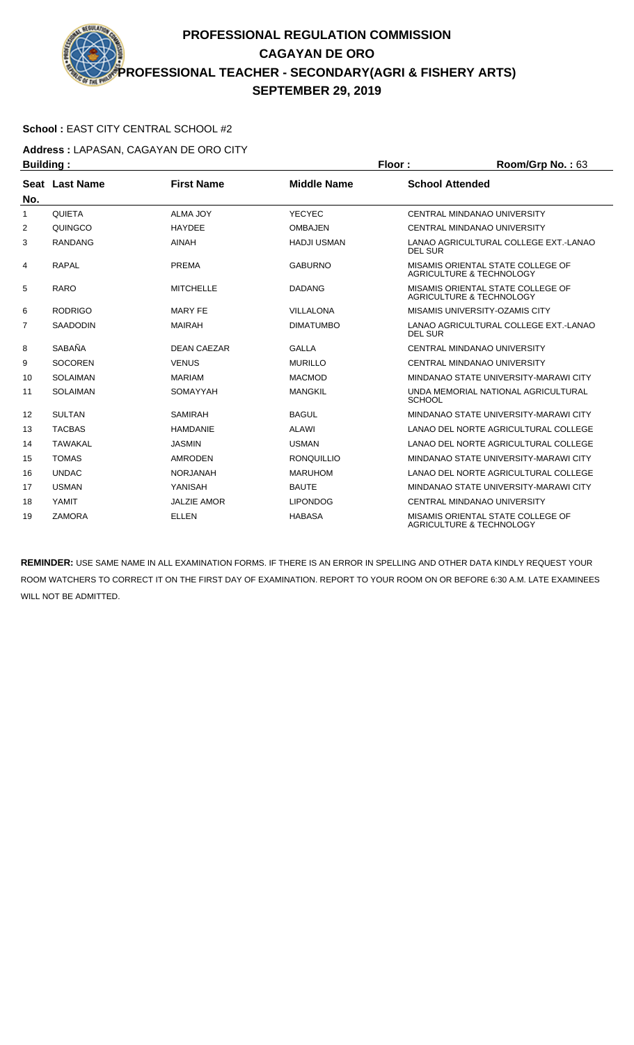# PROFESSIONAL REGULATION COMMISSION
## CAGAYAN DE ORO
## PROFESSIONAL TEACHER - SECONDARY(AGRI & FISHERY ARTS)
## SEPTEMBER 29, 2019

**School :** EAST CITY CENTRAL SCHOOL #2

**Address :** LAPASAN, CAGAYAN DE ORO CITY

**Building :** **Floor :** **Room/Grp No. :** 63

| Seat No. | Last Name | First Name | Middle Name | School Attended |
|---|---|---|---|---|
| 1 | QUIETA | ALMA JOY | YECYEC | CENTRAL MINDANAO UNIVERSITY |
| 2 | QUINGCO | HAYDEE | OMBAJEN | CENTRAL MINDANAO UNIVERSITY |
| 3 | RANDANG | AINAH | HADJI USMAN | LANAO AGRICULTURAL COLLEGE EXT.-LANAO DEL SUR |
| 4 | RAPAL | PREMA | GABURNO | MISAMIS ORIENTAL STATE COLLEGE OF AGRICULTURE & TECHNOLOGY |
| 5 | RARO | MITCHELLE | DADANG | MISAMIS ORIENTAL STATE COLLEGE OF AGRICULTURE & TECHNOLOGY |
| 6 | RODRIGO | MARY FE | VILLALONA | MISAMIS UNIVERSITY-OZAMIS CITY |
| 7 | SAADODIN | MAIRAH | DIMATUMBO | LANAO AGRICULTURAL COLLEGE EXT.-LANAO DEL SUR |
| 8 | SABAÑA | DEAN CAEZAR | GALLA | CENTRAL MINDANAO UNIVERSITY |
| 9 | SOCOREN | VENUS | MURILLO | CENTRAL MINDANAO UNIVERSITY |
| 10 | SOLAIMAN | MARIAM | MACMOD | MINDANAO STATE UNIVERSITY-MARAWI CITY |
| 11 | SOLAIMAN | SOMAYYAH | MANGKIL | UNDA MEMORIAL NATIONAL AGRICULTURAL SCHOOL |
| 12 | SULTAN | SAMIRAH | BAGUL | MINDANAO STATE UNIVERSITY-MARAWI CITY |
| 13 | TACBAS | HAMDANIE | ALAWI | LANAO DEL NORTE AGRICULTURAL COLLEGE |
| 14 | TAWAKAL | JASMIN | USMAN | LANAO DEL NORTE AGRICULTURAL COLLEGE |
| 15 | TOMAS | AMRODEN | RONQUILLIO | MINDANAO STATE UNIVERSITY-MARAWI CITY |
| 16 | UNDAC | NORJANAH | MARUHOM | LANAO DEL NORTE AGRICULTURAL COLLEGE |
| 17 | USMAN | YANISAH | BAUTE | MINDANAO STATE UNIVERSITY-MARAWI CITY |
| 18 | YAMIT | JALZIE AMOR | LIPONDOG | CENTRAL MINDANAO UNIVERSITY |
| 19 | ZAMORA | ELLEN | HABASA | MISAMIS ORIENTAL STATE COLLEGE OF AGRICULTURE & TECHNOLOGY |

**REMINDER:** USE SAME NAME IN ALL EXAMINATION FORMS. IF THERE IS AN ERROR IN SPELLING AND OTHER DATA KINDLY REQUEST YOUR ROOM WATCHERS TO CORRECT IT ON THE FIRST DAY OF EXAMINATION. REPORT TO YOUR ROOM ON OR BEFORE 6:30 A.M. LATE EXAMINEES WILL NOT BE ADMITTED.